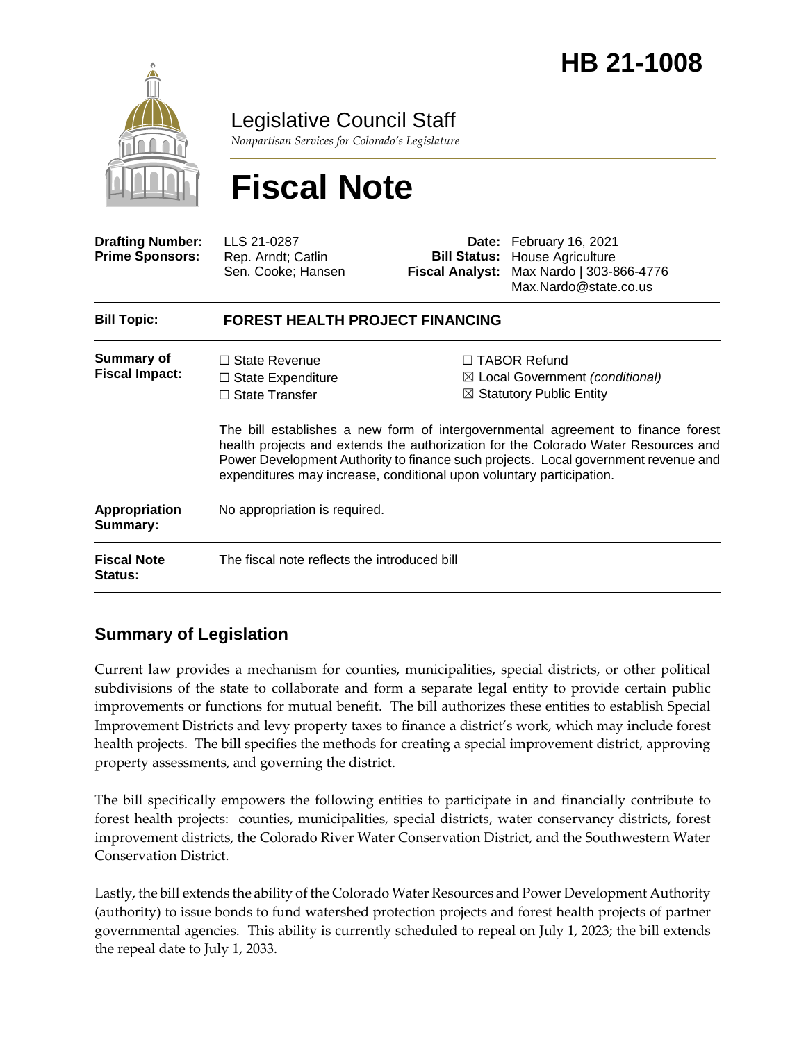# HB 21-1008

Legislative Council Staff

*Nonpartisan Services for Colorado's Legislature*

# Fiscal Note

| | | | |
|---|---|---|---|
| **Drafting Number:** | LLS 21-0287 | **Date:** | February 16, 2021 |
| **Prime Sponsors:** | Rep. Arndt; Catlin<br>Sen. Cooke; Hansen | **Bill Status:** | House Agriculture |
| | | **Fiscal Analyst:** | Max Nardo \| 303-866-4776<br>Max.Nardo@state.co.us |

| | |
|---|---|
| **Bill Topic:** | **FOREST HEALTH PROJECT FINANCING** |
| **Summary of Fiscal Impact:** | ☐ State Revenue<br>☐ State Expenditure<br>☐ State Transfer<br>☐ TABOR Refund<br>☒ Local Government *(conditional)*<br>☒ Statutory Public Entity<br><br>The bill establishes a new form of intergovernmental agreement to finance forest health projects and extends the authorization for the Colorado Water Resources and Power Development Authority to finance such projects. Local government revenue and expenditures may increase, conditional upon voluntary participation. |
| **Appropriation Summary:** | No appropriation is required. |
| **Fiscal Note Status:** | The fiscal note reflects the introduced bill |

## Summary of Legislation

Current law provides a mechanism for counties, municipalities, special districts, or other political subdivisions of the state to collaborate and form a separate legal entity to provide certain public improvements or functions for mutual benefit. The bill authorizes these entities to establish Special Improvement Districts and levy property taxes to finance a district's work, which may include forest health projects. The bill specifies the methods for creating a special improvement district, approving property assessments, and governing the district.

The bill specifically empowers the following entities to participate in and financially contribute to forest health projects: counties, municipalities, special districts, water conservancy districts, forest improvement districts, the Colorado River Water Conservation District, and the Southwestern Water Conservation District.

Lastly, the bill extends the ability of the Colorado Water Resources and Power Development Authority (authority) to issue bonds to fund watershed protection projects and forest health projects of partner governmental agencies. This ability is currently scheduled to repeal on July 1, 2023; the bill extends the repeal date to July 1, 2033.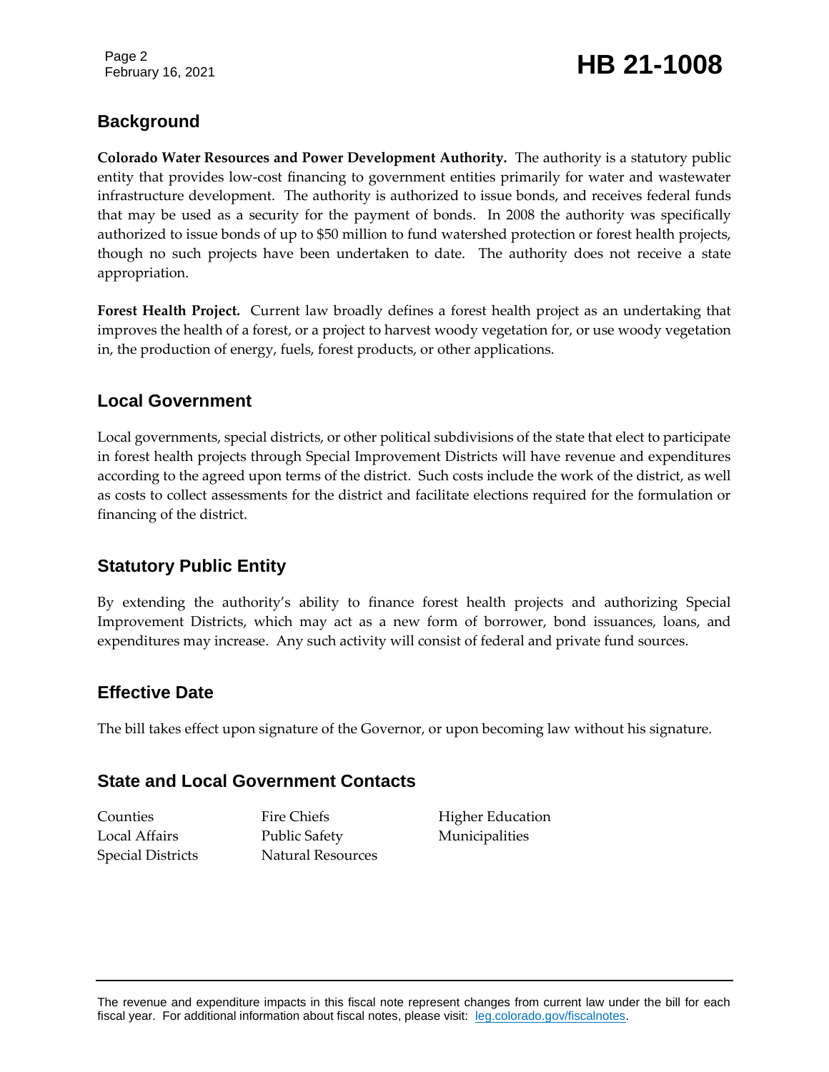## Background

**Colorado Water Resources and Power Development Authority.** The authority is a statutory public entity that provides low-cost financing to government entities primarily for water and wastewater infrastructure development. The authority is authorized to issue bonds, and receives federal funds that may be used as a security for the payment of bonds. In 2008 the authority was specifically authorized to issue bonds of up to $50 million to fund watershed protection or forest health projects, though no such projects have been undertaken to date. The authority does not receive a state appropriation.

**Forest Health Project.** Current law broadly defines a forest health project as an undertaking that improves the health of a forest, or a project to harvest woody vegetation for, or use woody vegetation in, the production of energy, fuels, forest products, or other applications.

## Local Government

Local governments, special districts, or other political subdivisions of the state that elect to participate in forest health projects through Special Improvement Districts will have revenue and expenditures according to the agreed upon terms of the district. Such costs include the work of the district, as well as costs to collect assessments for the district and facilitate elections required for the formulation or financing of the district.

## Statutory Public Entity

By extending the authority's ability to finance forest health projects and authorizing Special Improvement Districts, which may act as a new form of borrower, bond issuances, loans, and expenditures may increase. Any such activity will consist of federal and private fund sources.

## Effective Date

The bill takes effect upon signature of the Governor, or upon becoming law without his signature.

## State and Local Government Contacts

| | | |
|---|---|---|
| Counties | Fire Chiefs | Higher Education |
| Local Affairs | Public Safety | Municipalities |
| Special Districts | Natural Resources | |

The revenue and expenditure impacts in this fiscal note represent changes from current law under the bill for each fiscal year. For additional information about fiscal notes, please visit: leg.colorado.gov/fiscalnotes.